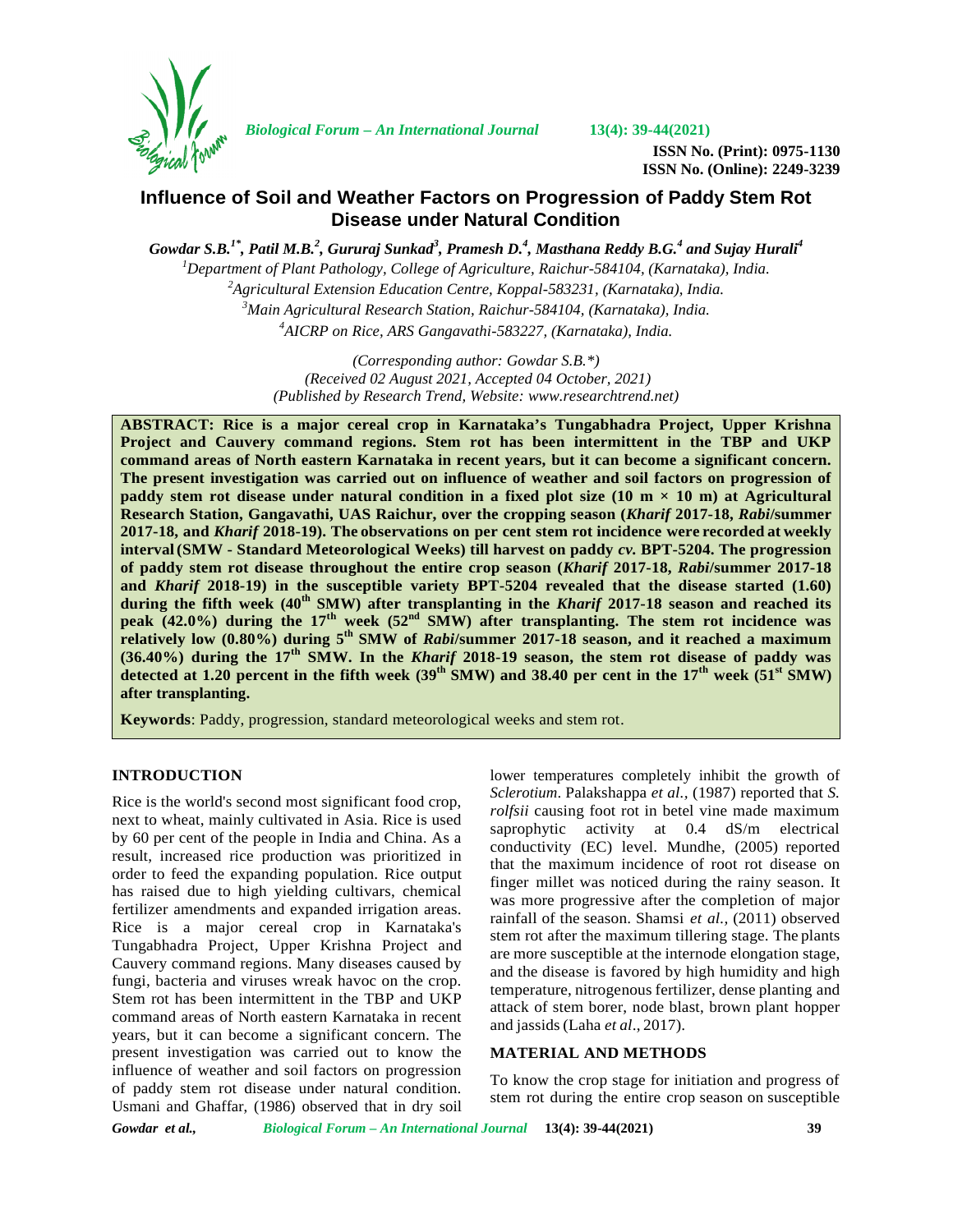# Influence of Soil and Weather Factors on Progression of Paddy Stem Rot Disease under Natural Condition

***Gowdar S.B.[1*], Patil M.B.[2], Gururaj Sunkad[3], Pramesh D.[4], Masthana Reddy B.G.[4] and Sujay Hurali[4]***

*[1]Department of Plant Pathology, College of Agriculture, Raichur-584104, (Karnataka), India.*
*[2]Agricultural Extension Education Centre, Koppal-583231, (Karnataka), India.*
*[3]Main Agricultural Research Station, Raichur-584104, (Karnataka), India.*
*[4]AICRP on Rice, ARS Gangavathi-583227, (Karnataka), India.*

*(Corresponding author: Gowdar S.B.\*)*
*(Received 02 August 2021, Accepted 04 October, 2021)*
*(Published by Research Trend, Website: www.researchtrend.net)*

**ABSTRACT: Rice is a major cereal crop in Karnataka's Tungabhadra Project, Upper Krishna Project and Cauvery command regions. Stem rot has been intermittent in the TBP and UKP command areas of North eastern Karnataka in recent years, but it can become a significant concern. The present investigation was carried out on influence of weather and soil factors on progression of paddy stem rot disease under natural condition in a fixed plot size (10 m × 10 m) at Agricultural Research Station, Gangavathi, UAS Raichur, over the cropping season (*Kharif* 2017-18, *Rabi*/summer 2017-18, and *Kharif* 2018-19). The observations on per cent stem rot incidence were recorded at weekly interval (SMW - Standard Meteorological Weeks) till harvest on paddy *cv.* BPT-5204. The progression of paddy stem rot disease throughout the entire crop season (*Kharif* 2017-18, *Rabi*/summer 2017-18 and *Kharif* 2018-19) in the susceptible variety BPT-5204 revealed that the disease started (1.60) during the fifth week (40$^{th}$ SMW) after transplanting in the *Kharif* 2017-18 season and reached its peak (42.0%) during the 17$^{th}$ week (52$^{nd}$ SMW) after transplanting. The stem rot incidence was relatively low (0.80%) during 5$^{th}$ SMW of *Rabi*/summer 2017-18 season, and it reached a maximum (36.40%) during the 17$^{th}$ SMW. In the *Kharif* 2018-19 season, the stem rot disease of paddy was detected at 1.20 percent in the fifth week (39$^{th}$ SMW) and 38.40 per cent in the 17$^{th}$ week (51$^{st}$ SMW) after transplanting.**

**Keywords**: Paddy, progression, standard meteorological weeks and stem rot.

## INTRODUCTION

Rice is the world's second most significant food crop, next to wheat, mainly cultivated in Asia. Rice is used by 60 per cent of the people in India and China. As a result, increased rice production was prioritized in order to feed the expanding population. Rice output has raised due to high yielding cultivars, chemical fertilizer amendments and expanded irrigation areas. Rice is a major cereal crop in Karnataka's Tungabhadra Project, Upper Krishna Project and Cauvery command regions. Many diseases caused by fungi, bacteria and viruses wreak havoc on the crop. Stem rot has been intermittent in the TBP and UKP command areas of North eastern Karnataka in recent years, but it can become a significant concern. The present investigation was carried out to know the influence of weather and soil factors on progression of paddy stem rot disease under natural condition. Usmani and Ghaffar, (1986) observed that in dry soil lower temperatures completely inhibit the growth of *Sclerotium*. Palakshappa *et al.,* (1987) reported that *S. rolfsii* causing foot rot in betel vine made maximum saprophytic activity at 0.4 dS/m electrical conductivity (EC) level. Mundhe, (2005) reported that the maximum incidence of root rot disease on finger millet was noticed during the rainy season. It was more progressive after the completion of major rainfall of the season. Shamsi *et al.,* (2011) observed stem rot after the maximum tillering stage. The plants are more susceptible at the internode elongation stage, and the disease is favored by high humidity and high temperature, nitrogenous fertilizer, dense planting and attack of stem borer, node blast, brown plant hopper and jassids (Laha *et al*., 2017).

## MATERIAL AND METHODS

To know the crop stage for initiation and progress of stem rot during the entire crop season on susceptible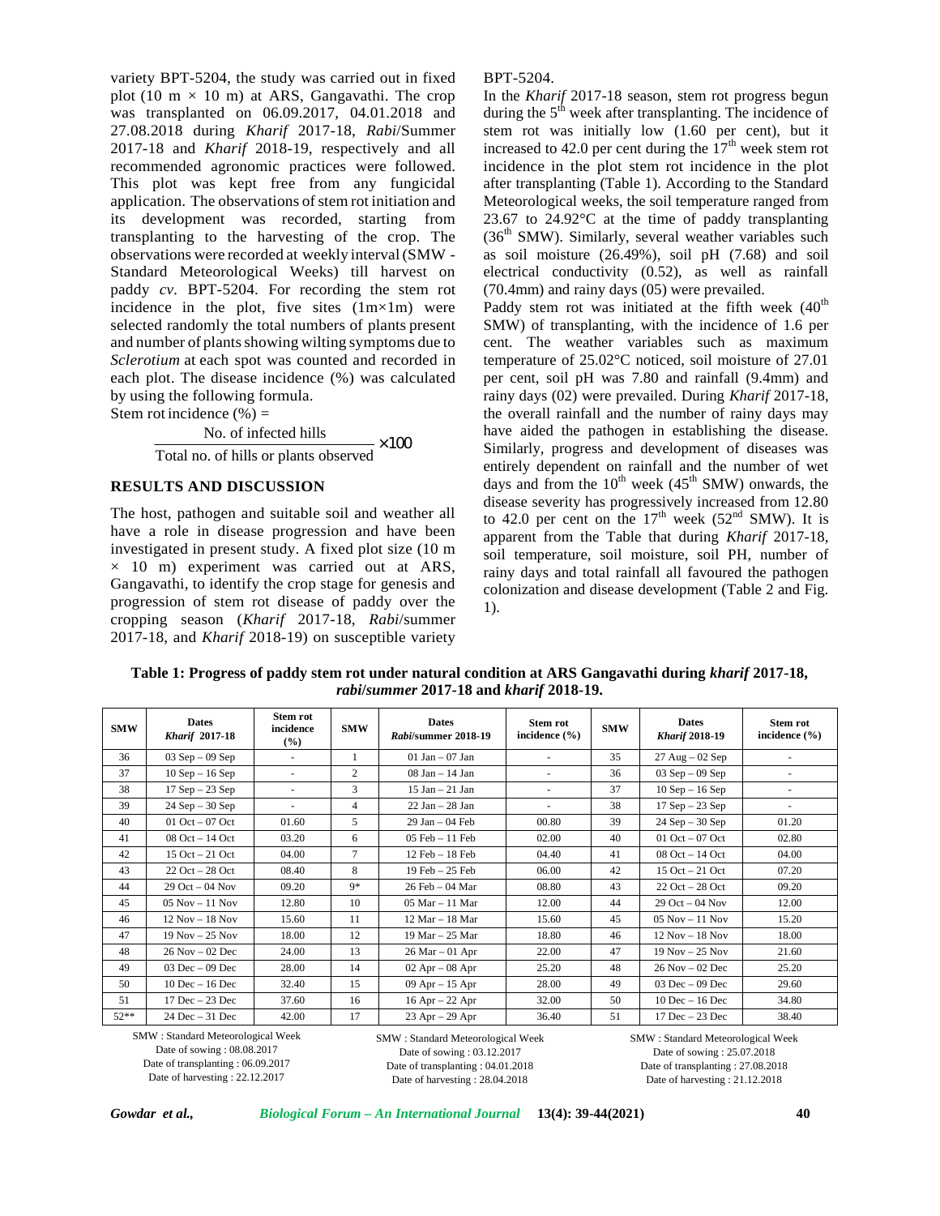variety BPT-5204, the study was carried out in fixed plot (10 m × 10 m) at ARS, Gangavathi. The crop was transplanted on 06.09.2017, 04.01.2018 and 27.08.2018 during *Kharif* 2017-18, *Rabi*/Summer 2017-18 and *Kharif* 2018-19, respectively and all recommended agronomic practices were followed. This plot was kept free from any fungicidal application. The observations of stem rot initiation and its development was recorded, starting from transplanting to the harvesting of the crop. The observations were recorded at weekly interval (SMW - Standard Meteorological Weeks) till harvest on paddy *cv.* BPT-5204. For recording the stem rot incidence in the plot, five sites (1m×1m) were selected randomly the total numbers of plants present and number of plants showing wilting symptoms due to *Sclerotium* at each spot was counted and recorded in each plot. The disease incidence (%) was calculated by using the following formula.

Stem rot incidence (%) =

$$\frac{\text{No. of infected hills}}{\text{Total no. of hills or plants observed}} \times 100$$

## RESULTS AND DISCUSSION

The host, pathogen and suitable soil and weather all have a role in disease progression and have been investigated in present study. A fixed plot size (10 m × 10 m) experiment was carried out at ARS, Gangavathi, to identify the crop stage for genesis and progression of stem rot disease of paddy over the cropping season (*Kharif* 2017-18, *Rabi*/summer 2017-18, and *Kharif* 2018-19) on susceptible variety BPT-5204.

In the *Kharif* 2017-18 season, stem rot progress begun during the 5th week after transplanting. The incidence of stem rot was initially low (1.60 per cent), but it increased to 42.0 per cent during the 17th week stem rot incidence in the plot stem rot incidence in the plot after transplanting (Table 1). According to the Standard Meteorological weeks, the soil temperature ranged from 23.67 to 24.92°C at the time of paddy transplanting (36th SMW). Similarly, several weather variables such as soil moisture (26.49%), soil pH (7.68) and soil electrical conductivity (0.52), as well as rainfall (70.4mm) and rainy days (05) were prevailed.

Paddy stem rot was initiated at the fifth week (40th SMW) of transplanting, with the incidence of 1.6 per cent. The weather variables such as maximum temperature of 25.02°C noticed, soil moisture of 27.01 per cent, soil pH was 7.80 and rainfall (9.4mm) and rainy days (02) were prevailed. During *Kharif* 2017-18, the overall rainfall and the number of rainy days may have aided the pathogen in establishing the disease. Similarly, progress and development of diseases was entirely dependent on rainfall and the number of wet days and from the 10th week (45th SMW) onwards, the disease severity has progressively increased from 12.80 to 42.0 per cent on the 17th week (52nd SMW). It is apparent from the Table that during *Kharif* 2017-18, soil temperature, soil moisture, soil PH, number of rainy days and total rainfall all favoured the pathogen colonization and disease development (Table 2 and Fig. 1).

**Table 1: Progress of paddy stem rot under natural condition at ARS Gangavathi during *kharif* 2017-18, *rabi*/*summer* 2017-18 and *kharif* 2018-19.**

| SMW | Dates *Kharif* 2017-18 | Stem rot incidence (%) | SMW | Dates *Rabi*/summer 2018-19 | Stem rot incidence (%) | SMW | Dates *Kharif* 2018-19 | Stem rot incidence (%) |
|---|---|---|---|---|---|---|---|---|
| 36 | 03 Sep – 09 Sep | - | 1 | 01 Jan – 07 Jan | - | 35 | 27 Aug – 02 Sep | - |
| 37 | 10 Sep – 16 Sep | - | 2 | 08 Jan – 14 Jan | - | 36 | 03 Sep – 09 Sep | - |
| 38 | 17 Sep – 23 Sep | - | 3 | 15 Jan – 21 Jan | - | 37 | 10 Sep – 16 Sep | - |
| 39 | 24 Sep – 30 Sep | - | 4 | 22 Jan – 28 Jan | - | 38 | 17 Sep – 23 Sep | - |
| 40 | 01 Oct – 07 Oct | 01.60 | 5 | 29 Jan – 04 Feb | 00.80 | 39 | 24 Sep – 30 Sep | 01.20 |
| 41 | 08 Oct – 14 Oct | 03.20 | 6 | 05 Feb – 11 Feb | 02.00 | 40 | 01 Oct – 07 Oct | 02.80 |
| 42 | 15 Oct – 21 Oct | 04.00 | 7 | 12 Feb – 18 Feb | 04.40 | 41 | 08 Oct – 14 Oct | 04.00 |
| 43 | 22 Oct – 28 Oct | 08.40 | 8 | 19 Feb – 25 Feb | 06.00 | 42 | 15 Oct – 21 Oct | 07.20 |
| 44 | 29 Oct – 04 Nov | 09.20 | 9* | 26 Feb – 04 Mar | 08.80 | 43 | 22 Oct – 28 Oct | 09.20 |
| 45 | 05 Nov – 11 Nov | 12.80 | 10 | 05 Mar – 11 Mar | 12.00 | 44 | 29 Oct – 04 Nov | 12.00 |
| 46 | 12 Nov – 18 Nov | 15.60 | 11 | 12 Mar – 18 Mar | 15.60 | 45 | 05 Nov – 11 Nov | 15.20 |
| 47 | 19 Nov – 25 Nov | 18.00 | 12 | 19 Mar – 25 Mar | 18.80 | 46 | 12 Nov – 18 Nov | 18.00 |
| 48 | 26 Nov – 02 Dec | 24.00 | 13 | 26 Mar – 01 Apr | 22.00 | 47 | 19 Nov – 25 Nov | 21.60 |
| 49 | 03 Dec – 09 Dec | 28.00 | 14 | 02 Apr – 08 Apr | 25.20 | 48 | 26 Nov – 02 Dec | 25.20 |
| 50 | 10 Dec – 16 Dec | 32.40 | 15 | 09 Apr – 15 Apr | 28.00 | 49 | 03 Dec – 09 Dec | 29.60 |
| 51 | 17 Dec – 23 Dec | 37.60 | 16 | 16 Apr – 22 Apr | 32.00 | 50 | 10 Dec – 16 Dec | 34.80 |
| 52** | 24 Dec – 31 Dec | 42.00 | 17 | 23 Apr – 29 Apr | 36.40 | 51 | 17 Dec – 23 Dec | 38.40 |

SMW : Standard Meteorological Week
Date of sowing : 08.08.2017
Date of transplanting : 06.09.2017
Date of harvesting : 22.12.2017

SMW : Standard Meteorological Week
Date of sowing : 03.12.2017
Date of transplanting : 04.01.2018
Date of harvesting : 28.04.2018

SMW : Standard Meteorological Week
Date of sowing : 25.07.2018
Date of transplanting : 27.08.2018
Date of harvesting : 21.12.2018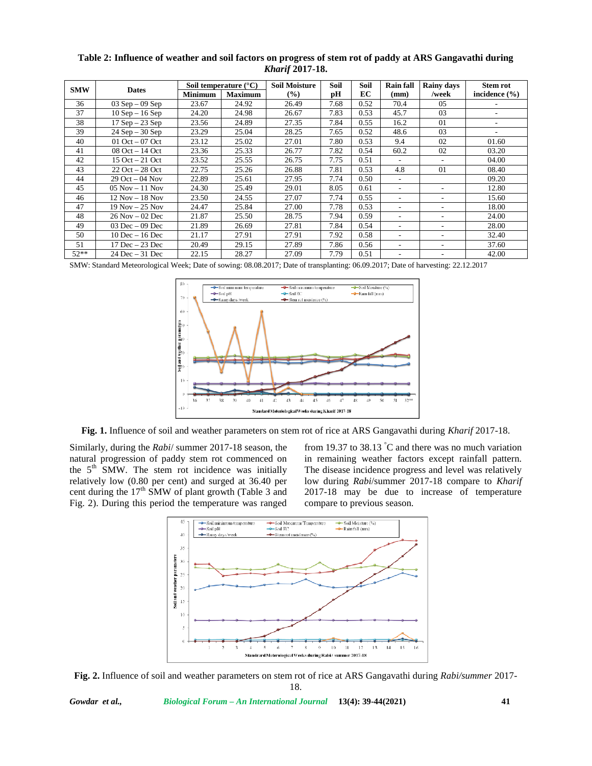**Table 2: Influence of weather and soil factors on progress of stem rot of paddy at ARS Gangavathi during *Kharif* 2017-18.**

| SMW | Dates | Soil temperature (°C) | | Soil Moisture (%) | Soil pH | Soil EC | Rain fall (mm) | Rainy days /week | Stem rot incidence (%) |
|---|---|---|---|---|---|---|---|---|---|
| | | Minimum | Maximum | | | | | | |
| 36 | 03 Sep – 09 Sep | 23.67 | 24.92 | 26.49 | 7.68 | 0.52 | 70.4 | 05 | - |
| 37 | 10 Sep – 16 Sep | 24.20 | 24.98 | 26.67 | 7.83 | 0.53 | 45.7 | 03 | - |
| 38 | 17 Sep – 23 Sep | 23.56 | 24.89 | 27.35 | 7.84 | 0.55 | 16.2 | 01 | - |
| 39 | 24 Sep – 30 Sep | 23.29 | 25.04 | 28.25 | 7.65 | 0.52 | 48.6 | 03 | - |
| 40 | 01 Oct – 07 Oct | 23.12 | 25.02 | 27.01 | 7.80 | 0.53 | 9.4 | 02 | 01.60 |
| 41 | 08 Oct – 14 Oct | 23.36 | 25.33 | 26.77 | 7.82 | 0.54 | 60.2 | 02 | 03.20 |
| 42 | 15 Oct – 21 Oct | 23.52 | 25.55 | 26.75 | 7.75 | 0.51 | - | - | 04.00 |
| 43 | 22 Oct – 28 Oct | 22.75 | 25.26 | 26.88 | 7.81 | 0.53 | 4.8 | 01 | 08.40 |
| 44 | 29 Oct – 04 Nov | 22.89 | 25.61 | 27.95 | 7.74 | 0.50 | - | | 09.20 |
| 45 | 05 Nov – 11 Nov | 24.30 | 25.49 | 29.01 | 8.05 | 0.61 | - | - | 12.80 |
| 46 | 12 Nov – 18 Nov | 23.50 | 24.55 | 27.07 | 7.74 | 0.55 | - | - | 15.60 |
| 47 | 19 Nov – 25 Nov | 24.47 | 25.84 | 27.00 | 7.78 | 0.53 | - | - | 18.00 |
| 48 | 26 Nov – 02 Dec | 21.87 | 25.50 | 28.75 | 7.94 | 0.59 | - | - | 24.00 |
| 49 | 03 Dec – 09 Dec | 21.89 | 26.69 | 27.81 | 7.84 | 0.54 | - | - | 28.00 |
| 50 | 10 Dec – 16 Dec | 21.17 | 27.91 | 27.91 | 7.92 | 0.58 | - | - | 32.40 |
| 51 | 17 Dec – 23 Dec | 20.49 | 29.15 | 27.89 | 7.86 | 0.56 | - | - | 37.60 |
| 52** | 24 Dec – 31 Dec | 22.15 | 28.27 | 27.09 | 7.79 | 0.51 | - | - | 42.00 |

SMW: Standard Meteorological Week; Date of sowing: 08.08.2017; Date of transplanting: 06.09.2017; Date of harvesting: 22.12.2017

**Fig. 1.** Influence of soil and weather parameters on stem rot of rice at ARS Gangavathi during *Kharif* 2017-18.

Similarly, during the *Rabi*/ summer 2017-18 season, the natural progression of paddy stem rot commenced on the 5th SMW. The stem rot incidence was initially relatively low (0.80 per cent) and surged at 36.40 per cent during the 17th SMW of plant growth (Table 3 and Fig. 2). During this period the temperature was ranged from 19.37 to 38.13 °C and there was no much variation in remaining weather factors except rainfall pattern. The disease incidence progress and level was relatively low during *Rabi*/summer 2017-18 compare to *Kharif* 2017-18 may be due to increase of temperature compare to previous season.

**Fig. 2.** Influence of soil and weather parameters on stem rot of rice at ARS Gangavathi during *Rabi/summer* 2017-18.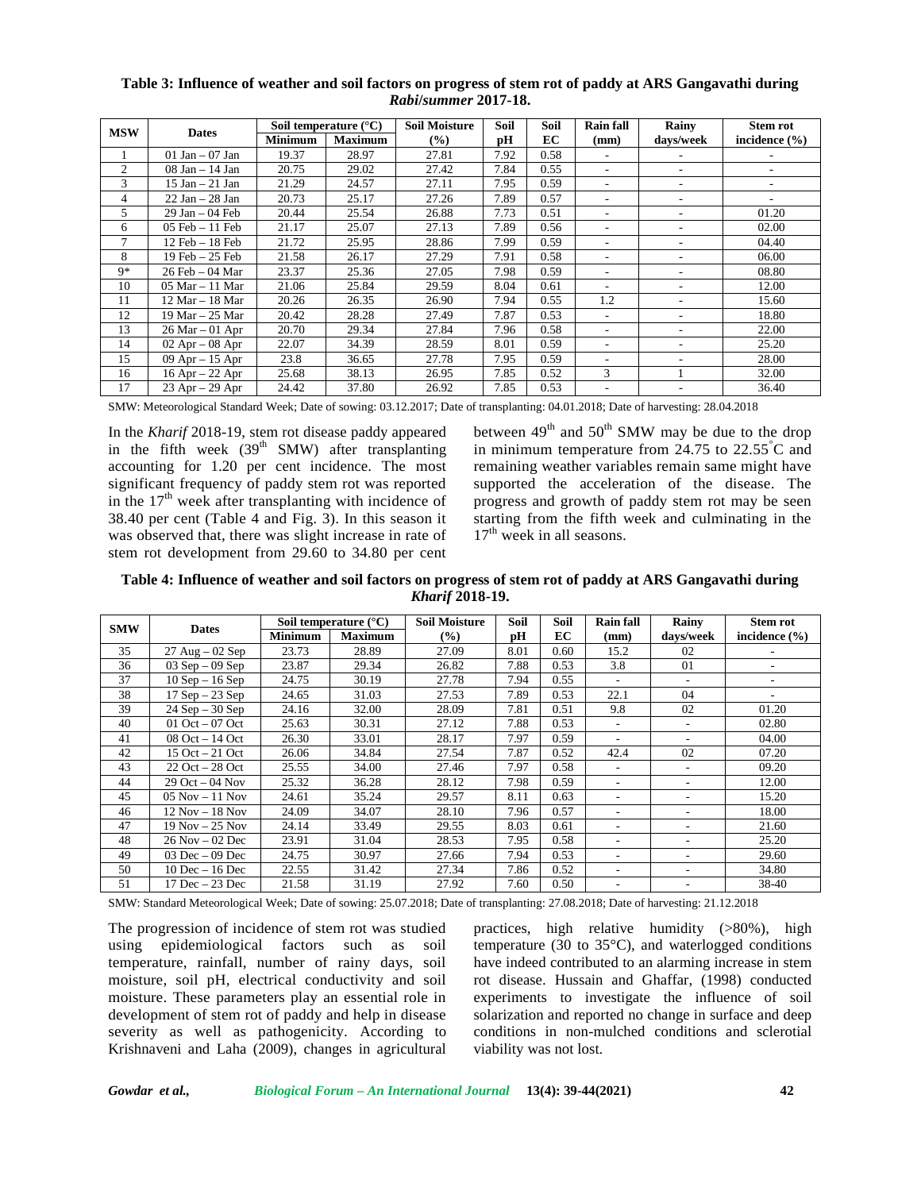**Table 3: Influence of weather and soil factors on progress of stem rot of paddy at ARS Gangavathi during *Rabi/summer* 2017-18.**

| MSW | Dates | Soil temperature (°C) | | Soil Moisture (%) | Soil pH | Soil EC | Rain fall (mm) | Rainy days/week | Stem rot incidence (%) |
|---|---|---|---|---|---|---|---|---|---|
| | | Minimum | Maximum | | | | | | |
| 1 | 01 Jan – 07 Jan | 19.37 | 28.97 | 27.81 | 7.92 | 0.58 | - | - | - |
| 2 | 08 Jan – 14 Jan | 20.75 | 29.02 | 27.42 | 7.84 | 0.55 | - | - | - |
| 3 | 15 Jan – 21 Jan | 21.29 | 24.57 | 27.11 | 7.95 | 0.59 | - | - | - |
| 4 | 22 Jan – 28 Jan | 20.73 | 25.17 | 27.26 | 7.89 | 0.57 | - | - | - |
| 5 | 29 Jan – 04 Feb | 20.44 | 25.54 | 26.88 | 7.73 | 0.51 | - | - | 01.20 |
| 6 | 05 Feb – 11 Feb | 21.17 | 25.07 | 27.13 | 7.89 | 0.56 | - | - | 02.00 |
| 7 | 12 Feb – 18 Feb | 21.72 | 25.95 | 28.86 | 7.99 | 0.59 | - | - | 04.40 |
| 8 | 19 Feb – 25 Feb | 21.58 | 26.17 | 27.29 | 7.91 | 0.58 | - | - | 06.00 |
| 9* | 26 Feb – 04 Mar | 23.37 | 25.36 | 27.05 | 7.98 | 0.59 | - | - | 08.80 |
| 10 | 05 Mar – 11 Mar | 21.06 | 25.84 | 29.59 | 8.04 | 0.61 | - | - | 12.00 |
| 11 | 12 Mar – 18 Mar | 20.26 | 26.35 | 26.90 | 7.94 | 0.55 | 1.2 | - | 15.60 |
| 12 | 19 Mar – 25 Mar | 20.42 | 28.28 | 27.49 | 7.87 | 0.53 | - | - | 18.80 |
| 13 | 26 Mar – 01 Apr | 20.70 | 29.34 | 27.84 | 7.96 | 0.58 | - | - | 22.00 |
| 14 | 02 Apr – 08 Apr | 22.07 | 34.39 | 28.59 | 8.01 | 0.59 | - | - | 25.20 |
| 15 | 09 Apr – 15 Apr | 23.8 | 36.65 | 27.78 | 7.95 | 0.59 | - | - | 28.00 |
| 16 | 16 Apr – 22 Apr | 25.68 | 38.13 | 26.95 | 7.85 | 0.52 | 3 | 1 | 32.00 |
| 17 | 23 Apr – 29 Apr | 24.42 | 37.80 | 26.92 | 7.85 | 0.53 | - | - | 36.40 |

SMW: Meteorological Standard Week; Date of sowing: 03.12.2017; Date of transplanting: 04.01.2018; Date of harvesting: 28.04.2018

In the *Kharif* 2018-19, stem rot disease paddy appeared in the fifth week (39th SMW) after transplanting accounting for 1.20 per cent incidence. The most significant frequency of paddy stem rot was reported in the 17th week after transplanting with incidence of 38.40 per cent (Table 4 and Fig. 3). In this season it was observed that, there was slight increase in rate of stem rot development from 29.60 to 34.80 per cent between 49th and 50th SMW may be due to the drop in minimum temperature from 24.75 to 22.55°C and remaining weather variables remain same might have supported the acceleration of the disease. The progress and growth of paddy stem rot may be seen starting from the fifth week and culminating in the 17th week in all seasons.

**Table 4: Influence of weather and soil factors on progress of stem rot of paddy at ARS Gangavathi during *Kharif* 2018-19.**

| SMW | Dates | Soil temperature (°C) | | Soil Moisture (%) | Soil pH | Soil EC | Rain fall (mm) | Rainy days/week | Stem rot incidence (%) |
|---|---|---|---|---|---|---|---|---|---|
| | | Minimum | Maximum | | | | | | |
| 35 | 27 Aug – 02 Sep | 23.73 | 28.89 | 27.09 | 8.01 | 0.60 | 15.2 | 02 | - |
| 36 | 03 Sep – 09 Sep | 23.87 | 29.34 | 26.82 | 7.88 | 0.53 | 3.8 | 01 | - |
| 37 | 10 Sep – 16 Sep | 24.75 | 30.19 | 27.78 | 7.94 | 0.55 | - | - | - |
| 38 | 17 Sep – 23 Sep | 24.65 | 31.03 | 27.53 | 7.89 | 0.53 | 22.1 | 04 | - |
| 39 | 24 Sep – 30 Sep | 24.16 | 32.00 | 28.09 | 7.81 | 0.51 | 9.8 | 02 | 01.20 |
| 40 | 01 Oct – 07 Oct | 25.63 | 30.31 | 27.12 | 7.88 | 0.53 | - | - | 02.80 |
| 41 | 08 Oct – 14 Oct | 26.30 | 33.01 | 28.17 | 7.97 | 0.59 | - | - | 04.00 |
| 42 | 15 Oct – 21 Oct | 26.06 | 34.84 | 27.54 | 7.87 | 0.52 | 42.4 | 02 | 07.20 |
| 43 | 22 Oct – 28 Oct | 25.55 | 34.00 | 27.46 | 7.97 | 0.58 | - | - | 09.20 |
| 44 | 29 Oct – 04 Nov | 25.32 | 36.28 | 28.12 | 7.98 | 0.59 | - | - | 12.00 |
| 45 | 05 Nov – 11 Nov | 24.61 | 35.24 | 29.57 | 8.11 | 0.63 | - | - | 15.20 |
| 46 | 12 Nov – 18 Nov | 24.09 | 34.07 | 28.10 | 7.96 | 0.57 | - | - | 18.00 |
| 47 | 19 Nov – 25 Nov | 24.14 | 33.49 | 29.55 | 8.03 | 0.61 | - | - | 21.60 |
| 48 | 26 Nov – 02 Dec | 23.91 | 31.04 | 28.53 | 7.95 | 0.58 | - | - | 25.20 |
| 49 | 03 Dec – 09 Dec | 24.75 | 30.97 | 27.66 | 7.94 | 0.53 | - | - | 29.60 |
| 50 | 10 Dec – 16 Dec | 22.55 | 31.42 | 27.34 | 7.86 | 0.52 | - | - | 34.80 |
| 51 | 17 Dec – 23 Dec | 21.58 | 31.19 | 27.92 | 7.60 | 0.50 | - | - | 38-40 |

SMW: Standard Meteorological Week; Date of sowing: 25.07.2018; Date of transplanting: 27.08.2018; Date of harvesting: 21.12.2018

The progression of incidence of stem rot was studied using epidemiological factors such as soil temperature, rainfall, number of rainy days, soil moisture, soil pH, electrical conductivity and soil moisture. These parameters play an essential role in development of stem rot of paddy and help in disease severity as well as pathogenicity. According to Krishnaveni and Laha (2009), changes in agricultural practices, high relative humidity (>80%), high temperature (30 to 35°C), and waterlogged conditions have indeed contributed to an alarming increase in stem rot disease. Hussain and Ghaffar, (1998) conducted experiments to investigate the influence of soil solarization and reported no change in surface and deep conditions in non-mulched conditions and sclerotial viability was not lost.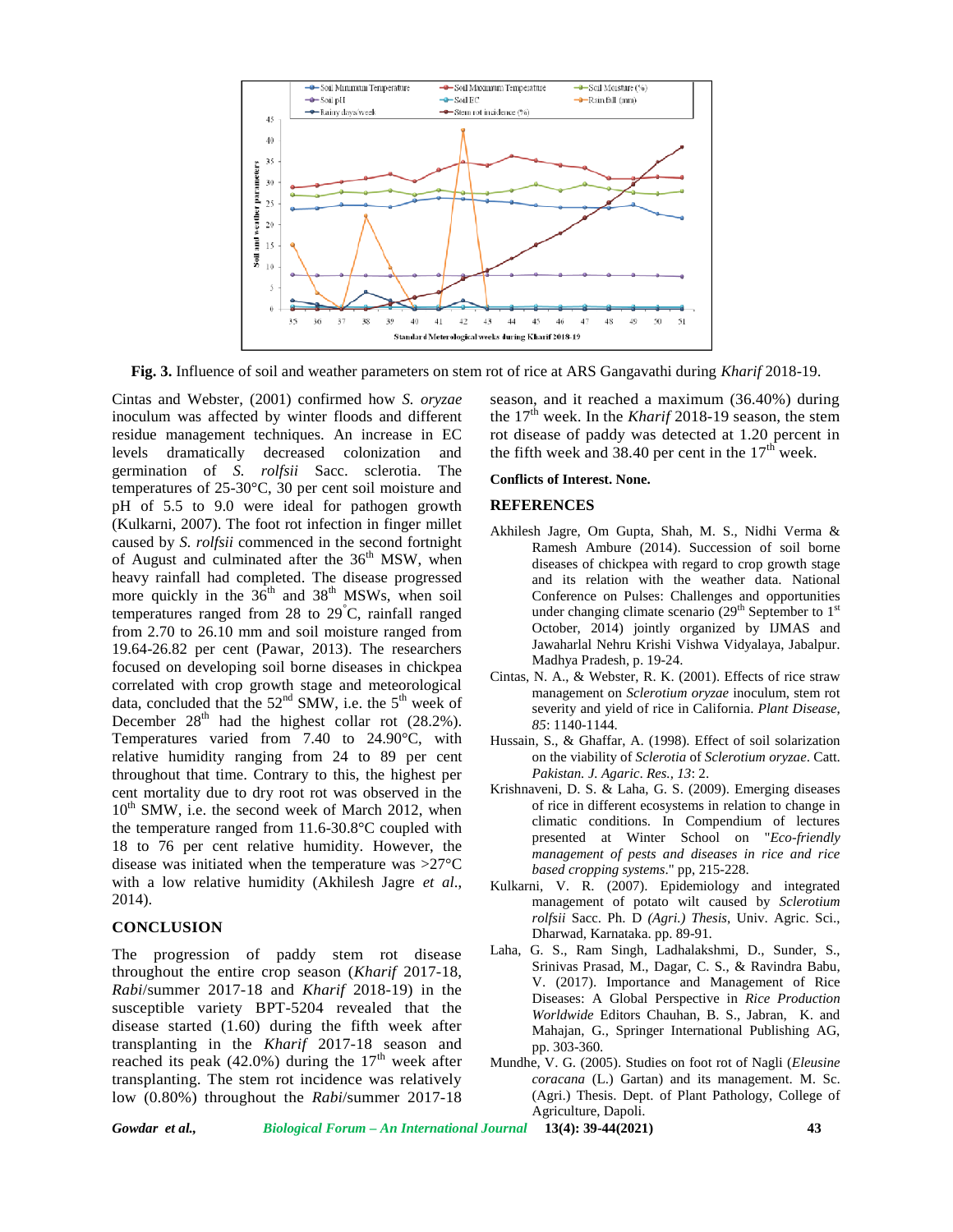**Fig. 3.** Influence of soil and weather parameters on stem rot of rice at ARS Gangavathi during *Kharif* 2018-19.

Cintas and Webster, (2001) confirmed how *S. oryzae* inoculum was affected by winter floods and different residue management techniques. An increase in EC levels dramatically decreased colonization and germination of *S. rolfsii* Sacc. sclerotia. The temperatures of 25-30°C, 30 per cent soil moisture and pH of 5.5 to 9.0 were ideal for pathogen growth (Kulkarni, 2007). The foot rot infection in finger millet caused by *S. rolfsii* commenced in the second fortnight of August and culminated after the 36th MSW, when heavy rainfall had completed. The disease progressed more quickly in the 36th and 38th MSWs, when soil temperatures ranged from 28 to 29°C, rainfall ranged from 2.70 to 26.10 mm and soil moisture ranged from 19.64-26.82 per cent (Pawar, 2013). The researchers focused on developing soil borne diseases in chickpea correlated with crop growth stage and meteorological data, concluded that the 52nd SMW, i.e. the 5th week of December 28th had the highest collar rot (28.2%). Temperatures varied from 7.40 to 24.90°C, with relative humidity ranging from 24 to 89 per cent throughout that time. Contrary to this, the highest per cent mortality due to dry root rot was observed in the 10th SMW, i.e. the second week of March 2012, when the temperature ranged from 11.6-30.8°C coupled with 18 to 76 per cent relative humidity. However, the disease was initiated when the temperature was >27°C with a low relative humidity (Akhilesh Jagre *et al*., 2014).

## CONCLUSION

The progression of paddy stem rot disease throughout the entire crop season (*Kharif* 2017-18, *Rabi*/summer 2017-18 and *Kharif* 2018-19) in the susceptible variety BPT-5204 revealed that the disease started (1.60) during the fifth week after transplanting in the *Kharif* 2017-18 season and reached its peak (42.0%) during the 17th week after transplanting. The stem rot incidence was relatively low (0.80%) throughout the *Rabi*/summer 2017-18 season, and it reached a maximum (36.40%) during the 17th week. In the *Kharif* 2018-19 season, the stem rot disease of paddy was detected at 1.20 percent in the fifth week and 38.40 per cent in the 17th week.

**Conflicts of Interest.** None.

## REFERENCES

Akhilesh Jagre, Om Gupta, Shah, M. S., Nidhi Verma & Ramesh Ambure (2014). Succession of soil borne diseases of chickpea with regard to crop growth stage and its relation with the weather data. National Conference on Pulses: Challenges and opportunities under changing climate scenario (29th September to 1st October, 2014) jointly organized by IJMAS and Jawaharlal Nehru Krishi Vishwa Vidyalaya, Jabalpur. Madhya Pradesh, p. 19-24.

Cintas, N. A., & Webster, R. K. (2001). Effects of rice straw management on *Sclerotium oryzae* inoculum, stem rot severity and yield of rice in California. *Plant Disease*, *85*: 1140-1144.

Hussain, S., & Ghaffar, A. (1998). Effect of soil solarization on the viability of *Sclerotia* of *Sclerotium oryzae*. Catt. *Pakistan. J. Agaric*. *Res.*, *13*: 2.

Krishnaveni, D. S. & Laha, G. S. (2009). Emerging diseases of rice in different ecosystems in relation to change in climatic conditions. In Compendium of lectures presented at Winter School on "*Eco-friendly management of pests and diseases in rice and rice based cropping systems*." pp, 215-228.

Kulkarni, V. R. (2007). Epidemiology and integrated management of potato wilt caused by *Sclerotium rolfsii* Sacc. Ph. D *(Agri.) Thesis*, Univ. Agric. Sci., Dharwad, Karnataka. pp. 89-91.

Laha, G. S., Ram Singh, Ladhalakshmi, D., Sunder, S., Srinivas Prasad, M., Dagar, C. S., & Ravindra Babu, V. (2017). Importance and Management of Rice Diseases: A Global Perspective in *Rice Production Worldwide* Editors Chauhan, B. S., Jabran, K. and Mahajan, G., Springer International Publishing AG, pp. 303-360.

Mundhe, V. G. (2005). Studies on foot rot of Nagli (*Eleusine coracana* (L.) Gartan) and its management. M. Sc. (Agri.) Thesis. Dept. of Plant Pathology, College of Agriculture, Dapoli.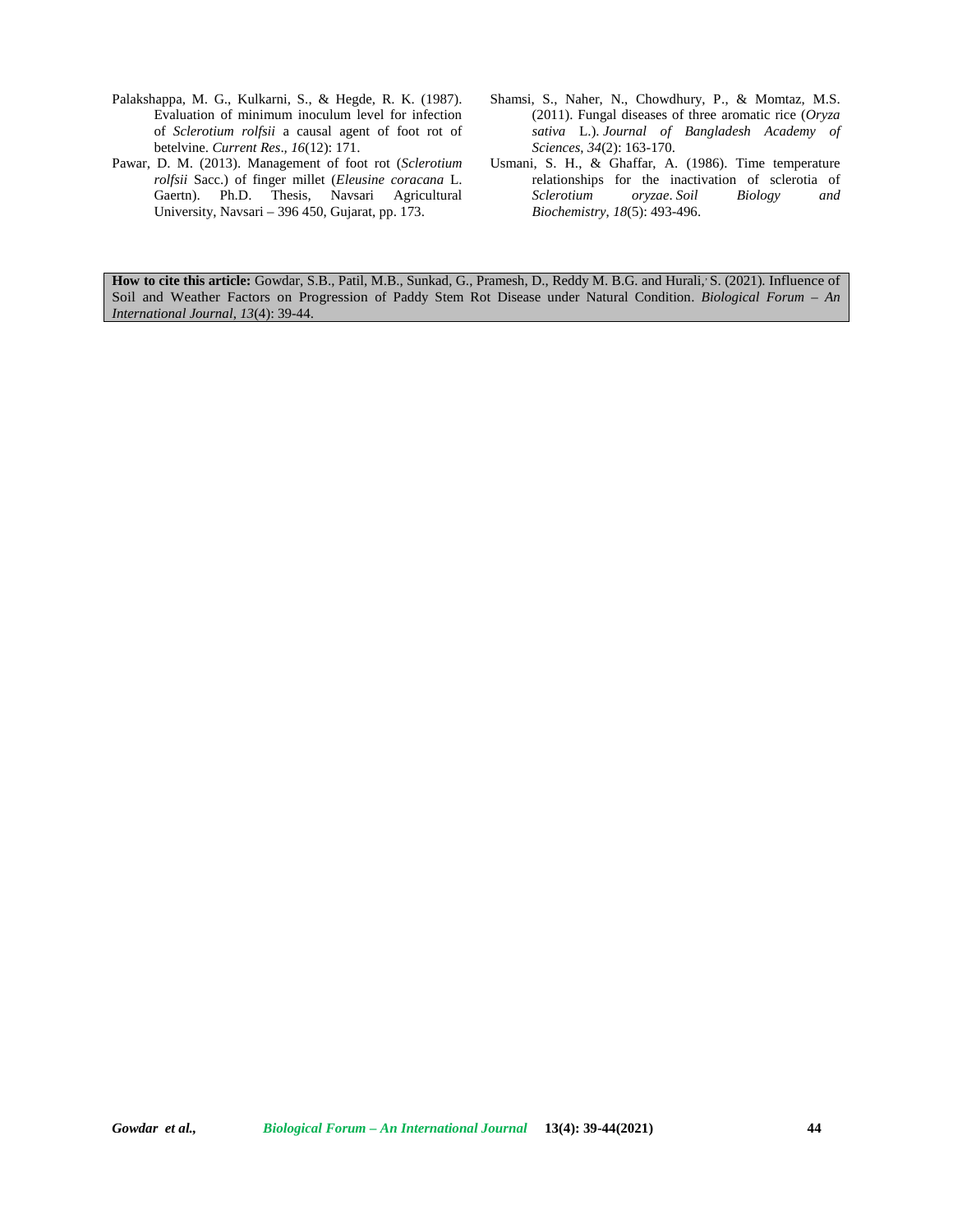Palakshappa, M. G., Kulkarni, S., & Hegde, R. K. (1987). Evaluation of minimum inoculum level for infection of *Sclerotium rolfsii* a causal agent of foot rot of betelvine. *Current Res*., *16*(12): 171.

Pawar, D. M. (2013). Management of foot rot (*Sclerotium rolfsii* Sacc.) of finger millet (*Eleusine coracana* L. Gaertn). Ph.D. Thesis, Navsari Agricultural University, Navsari – 396 450, Gujarat, pp. 173.

Shamsi, S., Naher, N., Chowdhury, P., & Momtaz, M.S. (2011). Fungal diseases of three aromatic rice (*Oryza sativa* L.). *Journal of Bangladesh Academy of Sciences*, *34*(2): 163-170.

Usmani, S. H., & Ghaffar, A. (1986). Time temperature relationships for the inactivation of sclerotia of *Sclerotium oryzae*. *Soil Biology and Biochemistry*, *18*(5): 493-496.

**How to cite this article:** Gowdar, S.B., Patil, M.B., Sunkad, G., Pramesh, D., Reddy M. B.G. and Hurali, S. (2021). Influence of Soil and Weather Factors on Progression of Paddy Stem Rot Disease under Natural Condition. *Biological Forum – An International Journal*, *13*(4): 39-44.